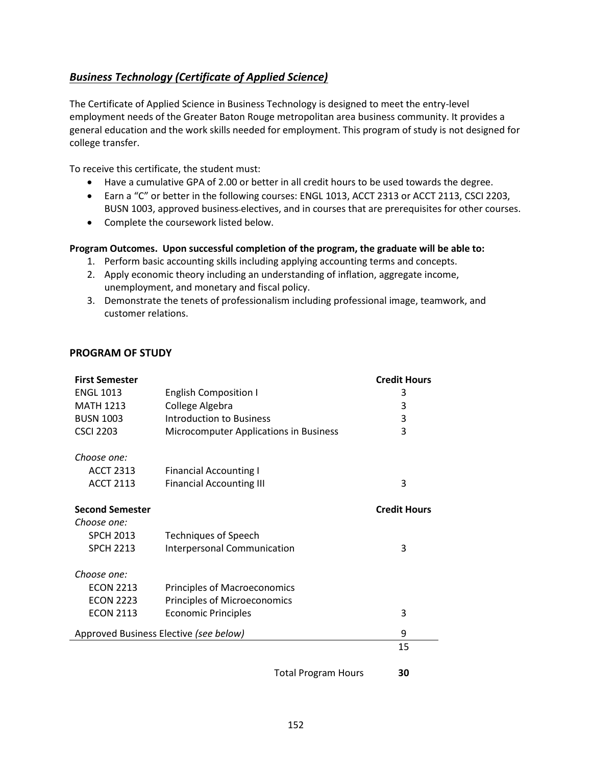## ***Business Technology (Certificate of Applied Science)***

The Certificate of Applied Science in Business Technology is designed to meet the entry-level employment needs of the Greater Baton Rouge metropolitan area business community. It provides a general education and the work skills needed for employment. This program of study is not designed for college transfer.

To receive this certificate, the student must:

- Have a cumulative GPA of 2.00 or better in all credit hours to be used towards the degree.
- Earn a "C" or better in the following courses: ENGL 1013, ACCT 2313 or ACCT 2113, CSCI 2203, BUSN 1003, approved business electives, and in courses that are prerequisites for other courses.
- Complete the coursework listed below.

**Program Outcomes. Upon successful completion of the program, the graduate will be able to:**

1. Perform basic accounting skills including applying accounting terms and concepts.
2. Apply economic theory including an understanding of inflation, aggregate income, unemployment, and monetary and fiscal policy.
3. Demonstrate the tenets of professionalism including professional image, teamwork, and customer relations.

### PROGRAM OF STUDY

| **First Semester** | | **Credit Hours** |
|---|---|---|
| ENGL 1013 | English Composition I | 3 |
| MATH 1213 | College Algebra | 3 |
| BUSN 1003 | Introduction to Business | 3 |
| CSCI 2203 | Microcomputer Applications in Business | 3 |
| *Choose one:* | | |
| ACCT 2313 | Financial Accounting I | |
| ACCT 2113 | Financial Accounting III | 3 |
| **Second Semester** | | **Credit Hours** |
| *Choose one:* | | |
| SPCH 2013 | Techniques of Speech | |
| SPCH 2213 | Interpersonal Communication | 3 |
| *Choose one:* | | |
| ECON 2213 | Principles of Macroeconomics | |
| ECON 2223 | Principles of Microeconomics | |
| ECON 2113 | Economic Principles | 3 |
| Approved Business Elective *(see below)* | | 9 |
| | | 15 |
| | Total Program Hours | **30** |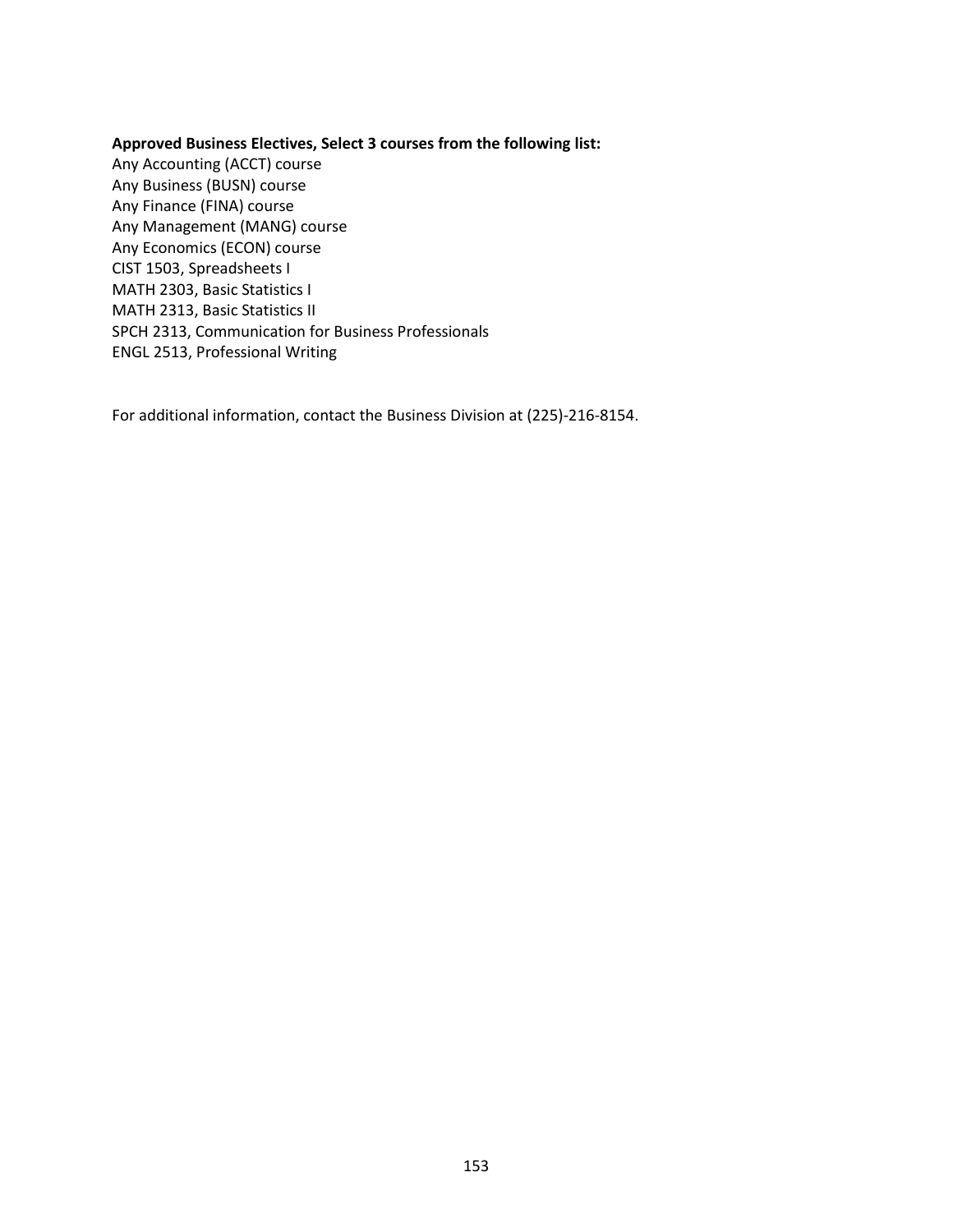**Approved Business Electives, Select 3 courses from the following list:**

Any Accounting (ACCT) course
Any Business (BUSN) course
Any Finance (FINA) course
Any Management (MANG) course
Any Economics (ECON) course
CIST 1503, Spreadsheets I
MATH 2303, Basic Statistics I
MATH 2313, Basic Statistics II
SPCH 2313, Communication for Business Professionals
ENGL 2513, Professional Writing

For additional information, contact the Business Division at (225)-216-8154.